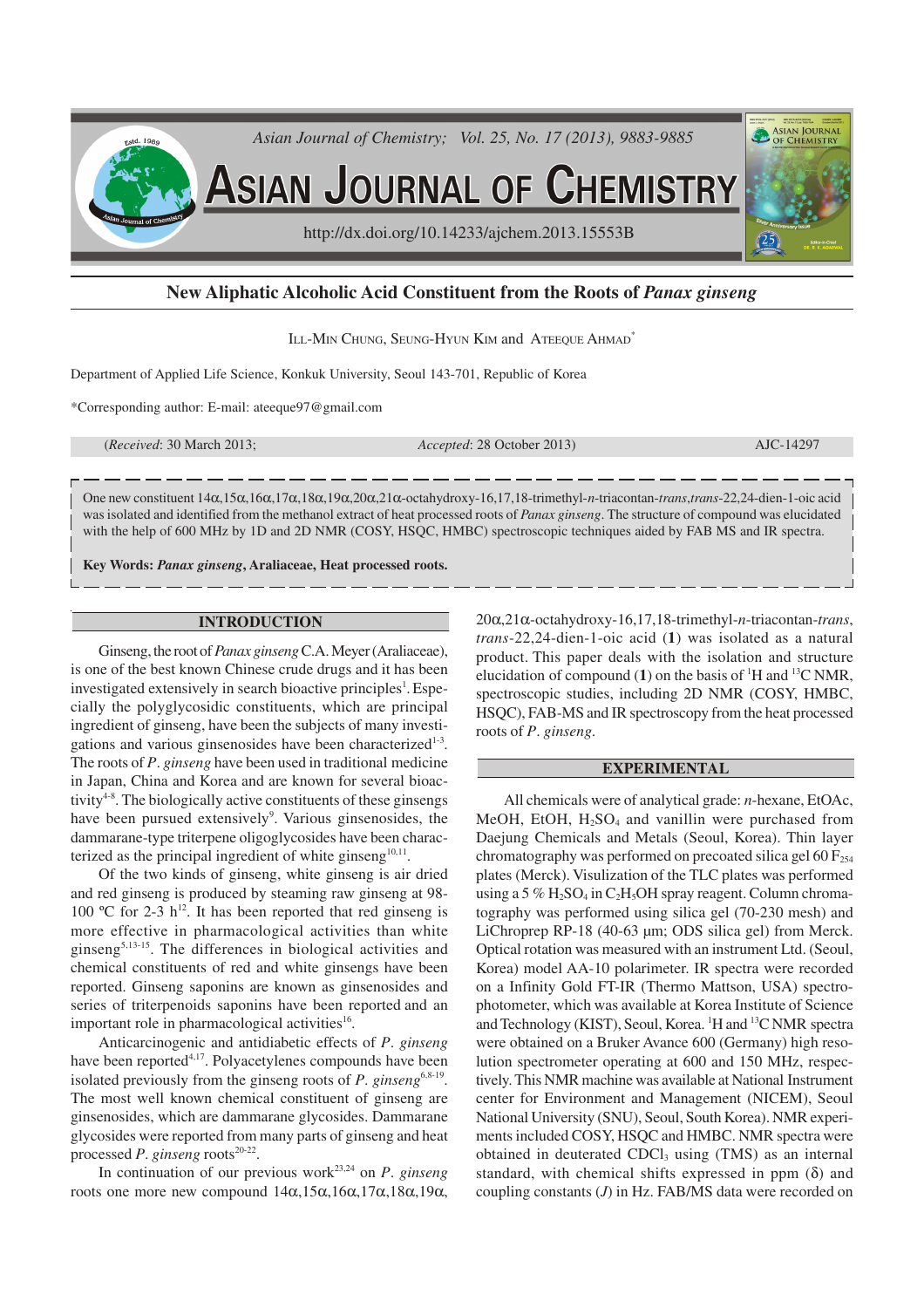# New Aliphatic Alcoholic Acid Constituent from the Roots of *Panax ginseng*

ILL-MIN CHUNG, SEUNG-HYUN KIM and ATEEQUE AHMAD*

Department of Applied Life Science, Konkuk University, Seoul 143-701, Republic of Korea

*Corresponding author: E-mail: ateeque97@gmail.com

(*Received*: 30 March 2013; *Accepted*: 28 October 2013) AJC-14297

One new constituent 14α,15α,16α,17α,18α,19α,20α,21α-octahydroxy-16,17,18-trimethyl-*n*-triacontan-*trans*,*trans*-22,24-dien-1-oic acid was isolated and identified from the methanol extract of heat processed roots of *Panax ginseng*. The structure of compound was elucidated with the help of 600 MHz by 1D and 2D NMR (COSY, HSQC, HMBC) spectroscopic techniques aided by FAB MS and IR spectra.

**Key Words: *Panax ginseng*, Araliaceae, Heat processed roots.**

## INTRODUCTION

Ginseng, the root of *Panax ginseng* C.A. Meyer (Araliaceae), is one of the best known Chinese crude drugs and it has been investigated extensively in search bioactive principles[1]. Especially the polyglycosidic constituents, which are principal ingredient of ginseng, have been the subjects of many investigations and various ginsenosides have been characterized[1-3]. The roots of *P. ginseng* have been used in traditional medicine in Japan, China and Korea and are known for several bioactivity[4-8]. The biologically active constituents of these ginsengs have been pursued extensively[9]. Various ginsenosides, the dammarane-type triterpene oligoglycosides have been characterized as the principal ingredient of white ginseng[10,11].

Of the two kinds of ginseng, white ginseng is air dried and red ginseng is produced by steaming raw ginseng at 98-100 ºC for 2-3 h[12]. It has been reported that red ginseng is more effective in pharmacological activities than white ginseng[5,13-15]. The differences in biological activities and chemical constituents of red and white ginsengs have been reported. Ginseng saponins are known as ginsenosides and series of triterpenoids saponins have been reported and an important role in pharmacological activities[16].

Anticarcinogenic and antidiabetic effects of *P. ginseng* have been reported[4,17]. Polyacetylenes compounds have been isolated previously from the ginseng roots of *P. ginseng*[6,8-19]. The most well known chemical constituent of ginseng are ginsenosides, which are dammarane glycosides. Dammarane glycosides were reported from many parts of ginseng and heat processed *P. ginseng* roots[20-22].

In continuation of our previous work[23,24] on *P. ginseng* roots one more new compound 14α,15α,16α,17α,18α,19α,20α,21α-octahydroxy-16,17,18-trimethyl-*n*-triacontan-*trans*, *trans*-22,24-dien-1-oic acid (**1**) was isolated as a natural product. This paper deals with the isolation and structure elucidation of compound (**1**) on the basis of $^{1}H$ and $^{13}C$ NMR, spectroscopic studies, including 2D NMR (COSY, HMBC, HSQC), FAB-MS and IR spectroscopy from the heat processed roots of *P. ginseng*.

## EXPERIMENTAL

All chemicals were of analytical grade: *n*-hexane, EtOAc, MeOH, EtOH, $H_2SO_4$ and vanillin were purchased from Daejung Chemicals and Metals (Seoul, Korea). Thin layer chromatography was performed on precoated silica gel 60 $F_{254}$ plates (Merck). Visulization of the TLC plates was performed using a 5 % $H_2SO_4$ in $C_2H_5OH$ spray reagent. Column chromatography was performed using silica gel (70-230 mesh) and LiChroprep RP-18 (40-63 µm; ODS silica gel) from Merck. Optical rotation was measured with an instrument Ltd. (Seoul, Korea) model AA-10 polarimeter. IR spectra were recorded on a Infinity Gold FT-IR (Thermo Mattson, USA) spectrophotometer, which was available at Korea Institute of Science and Technology (KIST), Seoul, Korea. $^{1}H$ and $^{13}C$ NMR spectra were obtained on a Bruker Avance 600 (Germany) high resolution spectrometer operating at 600 and 150 MHz, respectively. This NMR machine was available at National Instrument center for Environment and Management (NICEM), Seoul National University (SNU), Seoul, South Korea). NMR experiments included COSY, HSQC and HMBC. NMR spectra were obtained in deuterated $CDCl_3$ using (TMS) as an internal standard, with chemical shifts expressed in ppm (δ) and coupling constants (*J*) in Hz. FAB/MS data were recorded on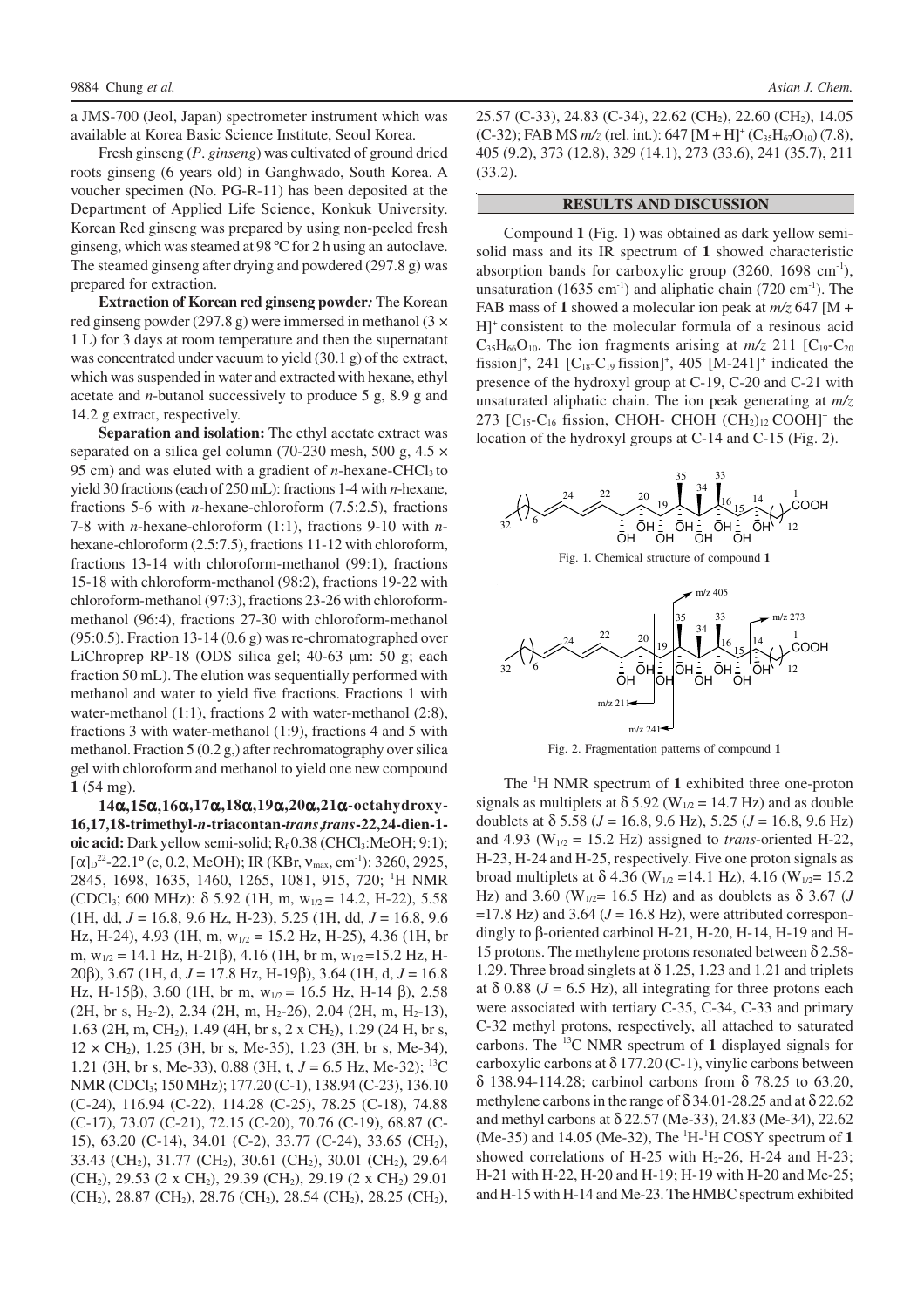a JMS-700 (Jeol, Japan) spectrometer instrument which was available at Korea Basic Science Institute, Seoul Korea.

Fresh ginseng (*P. ginseng*) was cultivated of ground dried roots ginseng (6 years old) in Ganghwado, South Korea. A voucher specimen (No. PG-R-11) has been deposited at the Department of Applied Life Science, Konkuk University. Korean Red ginseng was prepared by using non-peeled fresh ginseng, which was steamed at 98 ºC for 2 h using an autoclave. The steamed ginseng after drying and powdered (297.8 g) was prepared for extraction.

**Extraction of Korean red ginseng powder:** The Korean red ginseng powder (297.8 g) were immersed in methanol (3 × 1 L) for 3 days at room temperature and then the supernatant was concentrated under vacuum to yield (30.1 g) of the extract, which was suspended in water and extracted with hexane, ethyl acetate and *n*-butanol successively to produce 5 g, 8.9 g and 14.2 g extract, respectively.

**Separation and isolation:** The ethyl acetate extract was separated on a silica gel column (70-230 mesh, 500 g, 4.5 × 95 cm) and was eluted with a gradient of *n*-hexane-$CHCl_3$ to yield 30 fractions (each of 250 mL): fractions 1-4 with *n*-hexane, fractions 5-6 with *n*-hexane-chloroform (7.5:2.5), fractions 7-8 with *n*-hexane-chloroform (1:1), fractions 9-10 with *n*-hexane-chloroform (2.5:7.5), fractions 11-12 with chloroform, fractions 13-14 with chloroform-methanol (99:1), fractions 15-18 with chloroform-methanol (98:2), fractions 19-22 with chloroform-methanol (97:3), fractions 23-26 with chloroform-methanol (96:4), fractions 27-30 with chloroform-methanol (95:0.5). Fraction 13-14 (0.6 g) was re-chromatographed over LiChroprep RP-18 (ODS silica gel; 40-63 µm: 50 g; each fraction 50 mL). The elution was sequentially performed with methanol and water to yield five fractions. Fractions 1 with water-methanol (1:1), fractions 2 with water-methanol (2:8), fractions 3 with water-methanol (1:9), fractions 4 and 5 with methanol. Fraction 5 (0.2 g,) after rechromatography over silica gel with chloroform and methanol to yield one new compound **1** (54 mg).

**14α,15α,16α,17α,18α,19α,20α,21α-octahydroxy-16,17,18-trimethyl-*n*-triacontan-*trans,trans*-22,24-dien-1-oic acid:** Dark yellow semi-solid; $R_f$ 0.38 ($CHCl_3$:MeOH; 9:1); $[\alpha]_D^{22}$-22.1º (c, 0.2, MeOH); IR (KBr, $\nu_{max}$, $cm^{-1}$): 3260, 2925, 2845, 1698, 1635, 1460, 1265, 1081, 915, 720; $^1$H NMR ($CDCl_3$; 600 MHz): δ 5.92 (1H, m, $w_{1/2}$ = 14.2, H-22), 5.58 (1H, dd, *J* = 16.8, 9.6 Hz, H-23), 5.25 (1H, dd, *J* = 16.8, 9.6 Hz, H-24), 4.93 (1H, m, $w_{1/2}$ = 15.2 Hz, H-25), 4.36 (1H, br m, $w_{1/2}$ = 14.1 Hz, H-21β), 4.16 (1H, br m, $w_{1/2}$ =15.2 Hz, H-20β), 3.67 (1H, d, *J* = 17.8 Hz, H-19β), 3.64 (1H, d, *J* = 16.8 Hz, H-15β), 3.60 (1H, br m, $w_{1/2}$ = 16.5 Hz, H-14 β), 2.58 (2H, br s, $H_2$-2), 2.34 (2H, m, $H_2$-26), 2.04 (2H, m, $H_2$-13), 1.63 (2H, m, $CH_2$), 1.49 (4H, br s, 2 x $CH_2$), 1.29 (24 H, br s, 12 × $CH_2$), 1.25 (3H, br s, Me-35), 1.23 (3H, br s, Me-34), 1.21 (3H, br s, Me-33), 0.88 (3H, t, *J* = 6.5 Hz, Me-32); $^{13}$C NMR ($CDCl_3$; 150 MHz); 177.20 (C-1), 138.94 (C-23), 136.10 (C-24), 116.94 (C-22), 114.28 (C-25), 78.25 (C-18), 74.88 (C-17), 73.07 (C-21), 72.15 (C-20), 70.76 (C-19), 68.87 (C-15), 63.20 (C-14), 34.01 (C-2), 33.77 (C-24), 33.65 ($CH_2$), 33.43 ($CH_2$), 31.77 ($CH_2$), 30.61 ($CH_2$), 30.01 ($CH_2$), 29.64 ($CH_2$), 29.53 (2 x $CH_2$), 29.39 ($CH_2$), 29.19 (2 x $CH_2$) 29.01 ($CH_2$), 28.87 ($CH_2$), 28.76 ($CH_2$), 28.54 ($CH_2$), 28.25 ($CH_2$), 25.57 (C-33), 24.83 (C-34), 22.62 ($CH_2$), 22.60 ($CH_2$), 14.05 (C-32); FAB MS *m/z* (rel. int.): 647 $[M + H]^+$ ($C_{35}H_{67}O_{10}$) (7.8), 405 (9.2), 373 (12.8), 329 (14.1), 273 (33.6), 241 (35.7), 211 (33.2).

## RESULTS AND DISCUSSION

Compound **1** (Fig. 1) was obtained as dark yellow semi-solid mass and its IR spectrum of **1** showed characteristic absorption bands for carboxylic group (3260, 1698 $cm^{-1}$), unsaturation (1635 $cm^{-1}$) and aliphatic chain (720 $cm^{-1}$). The FAB mass of **1** showed a molecular ion peak at *m/z* 647 $[M + H]^+$ consistent to the molecular formula of a resinous acid $C_{35}H_{66}O_{10}$. The ion fragments arising at *m/z* 211 $[C_{19}$-$C_{20}$ fission$]^+$, 241 $[C_{18}$-$C_{19}$ fission$]^+$, 405 $[M-241]^+$ indicated the presence of the hydroxyl group at C-19, C-20 and C-21 with unsaturated aliphatic chain. The ion peak generating at *m/z* 273 $[C_{15}$-$C_{16}$ fission, CHOH- CHOH $(CH_2)_{12}$ COOH$]^+$ the location of the hydroxyl groups at C-14 and C-15 (Fig. 2).

Fig. 1. Chemical structure of compound **1**

Fig. 2. Fragmentation patterns of compound **1**

The $^1$H NMR spectrum of **1** exhibited three one-proton signals as multiplets at δ 5.92 ($W_{1/2}$ = 14.7 Hz) and as double doublets at δ 5.58 (*J* = 16.8, 9.6 Hz), 5.25 (*J* = 16.8, 9.6 Hz) and 4.93 ($W_{1/2}$ = 15.2 Hz) assigned to *trans*-oriented H-22, H-23, H-24 and H-25, respectively. Five one proton signals as broad multiplets at δ 4.36 ($W_{1/2}$ =14.1 Hz), 4.16 ($W_{1/2}$= 15.2 Hz) and 3.60 ($W_{1/2}$= 16.5 Hz) and as doublets as δ 3.67 (*J* =17.8 Hz) and 3.64 (*J* = 16.8 Hz), were attributed correspondingly to β-oriented carbinol H-21, H-20, H-14, H-19 and H-15 protons. The methylene protons resonated between δ 2.58-1.29. Three broad singlets at δ 1.25, 1.23 and 1.21 and triplets at δ 0.88 (*J* = 6.5 Hz), all integrating for three protons each were associated with tertiary C-35, C-34, C-33 and primary C-32 methyl protons, respectively, all attached to saturated carbons. The $^{13}$C NMR spectrum of **1** displayed signals for carboxylic carbons at δ 177.20 (C-1), vinylic carbons between δ 138.94-114.28; carbinol carbons from δ 78.25 to 63.20, methylene carbons in the range of δ 34.01-28.25 and at δ 22.62 and methyl carbons at δ 22.57 (Me-33), 24.83 (Me-34), 22.62 (Me-35) and 14.05 (Me-32), The $^1$H-$^1$H COSY spectrum of **1** showed correlations of H-25 with $H_2$-26, H-24 and H-23; H-21 with H-22, H-20 and H-19; H-19 with H-20 and Me-25; and H-15 with H-14 and Me-23. The HMBC spectrum exhibited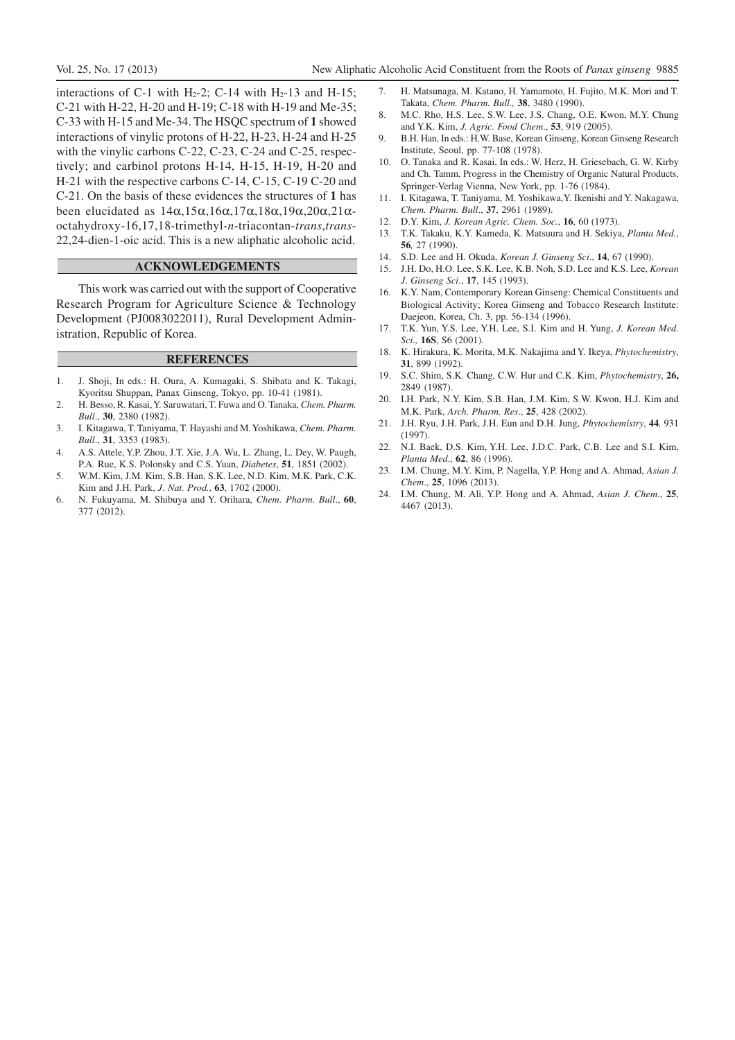interactions of C-1 with $H_2$-2; C-14 with $H_2$-13 and H-15; C-21 with H-22, H-20 and H-19; C-18 with H-19 and Me-35; C-33 with H-15 and Me-34. The HSQC spectrum of **1** showed interactions of vinylic protons of H-22, H-23, H-24 and H-25 with the vinylic carbons C-22, C-23, C-24 and C-25, respectively; and carbinol protons H-14, H-15, H-19, H-20 and H-21 with the respective carbons C-14, C-15, C-19 C-20 and C-21. On the basis of these evidences the structures of **1** has been elucidated as 14α,15α,16α,17α,18α,19α,20α,21α-octahydroxy-16,17,18-trimethyl-*n*-triacontan-*trans*,*trans*-22,24-dien-1-oic acid. This is a new aliphatic alcoholic acid.

## ACKNOWLEDGEMENTS

This work was carried out with the support of Cooperative Research Program for Agriculture Science & Technology Development (PJ0083022011), Rural Development Administration, Republic of Korea.

## REFERENCES

1. J. Shoji, In eds.: H. Oura, A. Kumagaki, S. Shibata and K. Takagi, Kyoritsu Shuppan, Panax Ginseng, Tokyo, pp. 10-41 (1981).
2. H. Besso, R. Kasai, Y. Saruwatari, T. Fuwa and O. Tanaka, *Chem. Pharm. Bull*., **30**, 2380 (1982).
3. I. Kitagawa, T. Taniyama, T. Hayashi and M. Yoshikawa, *Chem. Pharm. Bull*., **31**, 3353 (1983).
4. A.S. Attele, Y.P. Zhou, J.T. Xie, J.A. Wu, L. Zhang, L. Dey, W. Paugh, P.A. Rue, K.S. Polonsky and C.S. Yuan, *Diabetes*, **51**, 1851 (2002).
5. W.M. Kim, J.M. Kim, S.B. Han, S.K. Lee, N.D. Kim, M.K. Park, C.K. Kim and J.H. Park, *J. Nat. Prod.*, **63**, 1702 (2000).
6. N. Fukuyama, M. Shibuya and Y. Orihara, *Chem. Pharm. Bull*., **60**, 377 (2012).
7. H. Matsunaga, M. Katano, H. Yamamoto, H. Fujito, M.K. Mori and T. Takata, *Chem. Pharm. Bull.,* **38**, 3480 (1990).
8. M.C. Rho, H.S. Lee, S.W. Lee, J.S. Chang, O.E. Kwon, M.Y. Chung and Y.K. Kim, *J. Agric. Food Chem*., **53**, 919 (2005).
9. B.H. Han, In eds.: H.W. Base, Korean Ginseng, Korean Ginseng Research Institute, Seoul, pp. 77-108 (1978).
10. O. Tanaka and R. Kasai, In eds.: W. Herz, H. Griesebach, G. W. Kirby and Ch. Tamm, Progress in the Chemistry of Organic Natural Products, Springer-Verlag Vienna, New York, pp. 1-76 (1984).
11. I. Kitagawa, T. Taniyama, M. Yoshikawa,Y. Ikenishi and Y. Nakagawa, *Chem. Pharm. Bull*., **37**, 2961 (1989).
12. D.Y. Kim, *J. Korean Agric. Chem. Soc*., **16**, 60 (1973).
13. T.K. Takaku, K.Y. Kameda, K. Matsuura and H. Sekiya, *Planta Med.*, **56***,* 27 (1990).
14. S.D. Lee and H. Okuda, *Korean J. Ginseng Sci*., **14**, 67 (1990).
15. J.H. Do, H.O. Lee, S.K. Lee, K.B. Noh, S.D. Lee and K.S. Lee, *Korean J*. *Ginseng Sci*., **17**, 145 (1993).
16. K.Y. Nam, Contemporary Korean Ginseng: Chemical Constituents and Biological Activity; Korea Ginseng and Tobacco Research Institute: Daejeon, Korea, Ch. 3, pp. 56-134 (1996).
17. T.K. Yun, Y.S. Lee, Y.H. Lee, S.I. Kim and H. Yung, *J. Korean Med. Sci.,* **16S**, S6 (2001).
18. K. Hirakura, K. Morita, M.K. Nakajima and Y. Ikeya, *Phytochemistry*, **31**, 899 (1992).
19. S.C. Shim, S.K. Chang, C.W. Hur and C.K. Kim, *Phytochemistry*, **26,** 2849 (1987).
20. I.H. Park, N.Y. Kim, S.B. Han, J.M. Kim, S.W. Kwon, H.J. Kim and M.K. Park, *Arch. Pharm. Res*., **25**, 428 (2002).
21. J.H. Ryu, J.H. Park, J.H. Eun and D.H. Jung, *Phytochemistry*, **44***,* 931 (1997).
22. N.I. Baek, D.S. Kim, Y.H. Lee, J.D.C. Park, C.B. Lee and S.I. Kim, *Planta Med*., **62**, 86 (1996).
23. I.M. Chung, M.Y. Kim, P. Nagella, Y.P. Hong and A. Ahmad, *Asian J. Chem*., **25**, 1096 (2013).
24. I.M. Chung, M. Ali, Y.P. Hong and A. Ahmad, *Asian J. Chem*., **25**, 4467 (2013).